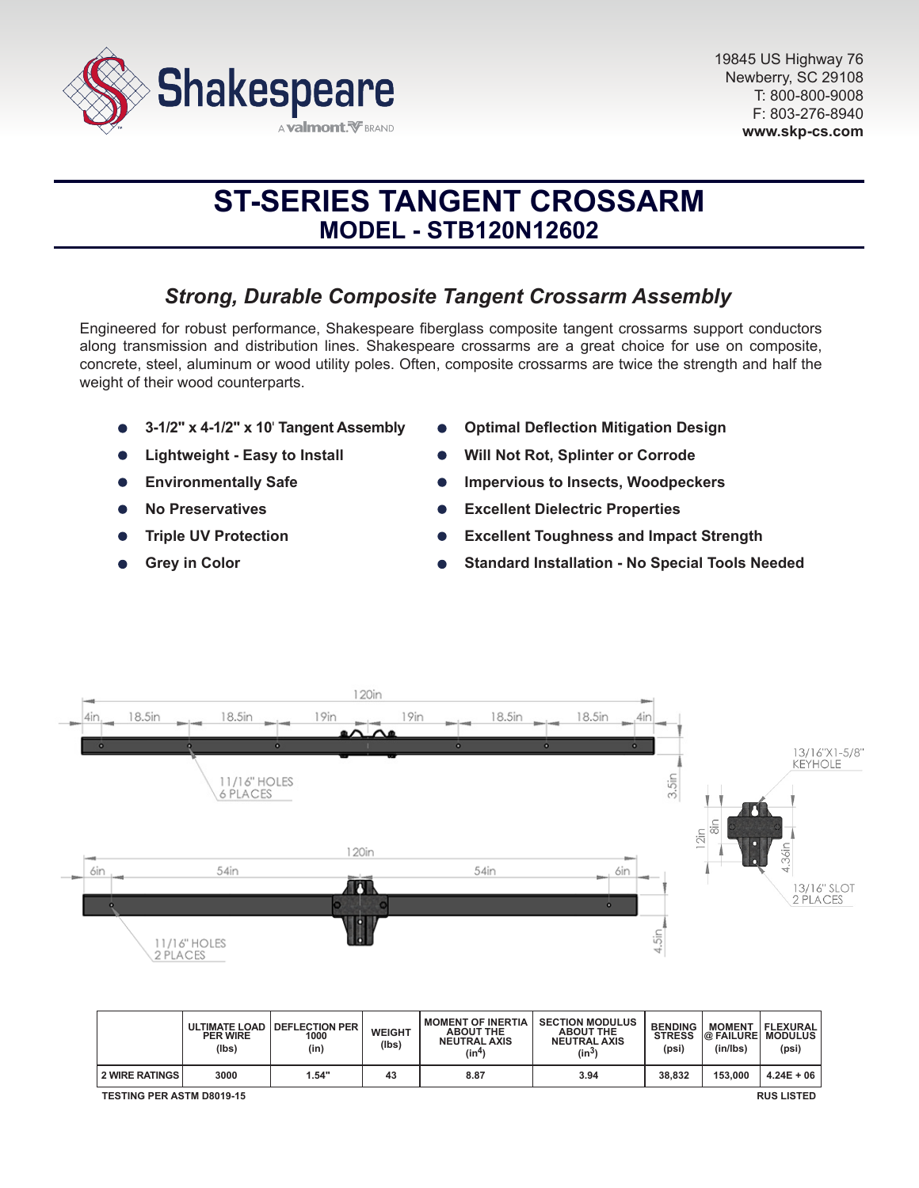19845 US Highway 76
Newberry, SC 29108
T: 800-800-9008
F: 803-276-8940
**www.skp-cs.com**

# ST-SERIES TANGENT CROSSARM
## MODEL - STB120N12602

### *Strong, Durable Composite Tangent Crossarm Assembly*

Engineered for robust performance, Shakespeare fiberglass composite tangent crossarms support conductors along transmission and distribution lines. Shakespeare crossarms are a great choice for use on composite, concrete, steel, aluminum or wood utility poles. Often, composite crossarms are twice the strength and half the weight of their wood counterparts.

- **3-1/2" x 4-1/2" x 10' Tangent Assembly**
- **Lightweight - Easy to Install**
- **Environmentally Safe**
- **No Preservatives**
- **Triple UV Protection**
- **Grey in Color**
- **Optimal Deflection Mitigation Design**
- **Will Not Rot, Splinter or Corrode**
- **Impervious to Insects, Woodpeckers**
- **Excellent Dielectric Properties**
- **Excellent Toughness and Impact Strength**
- **Standard Installation - No Special Tools Needed**

120in
4in, 18.5in, 18.5in, 19in, 19in, 18.5in, 18.5in, 4in
11/16" HOLES 6 PLACES
3.5in
13/16"X1-5/8" KEYHOLE
12in, 8in, 4.36in
13/16" SLOT 2 PLACES
120in
6in, 54in, 54in, 6in
11/16" HOLES 2 PLACES
4.5in

| | ULTIMATE LOAD PER WIRE (lbs) | DEFLECTION PER 1000 (in) | WEIGHT (lbs) | MOMENT OF INERTIA ABOUT THE NEUTRAL AXIS ($in^4$) | SECTION MODULUS ABOUT THE NEUTRAL AXIS ($in^3$) | BENDING STRESS (psi) | MOMENT @ FAILURE (in/lbs) | FLEXURAL MODULUS (psi) |
|---|---|---|---|---|---|---|---|---|
| 2 WIRE RATINGS | 3000 | 1.54" | 43 | 8.87 | 3.94 | 38,832 | 153,000 | 4.24E + 06 |

TESTING PER ASTM D8019-15

RUS LISTED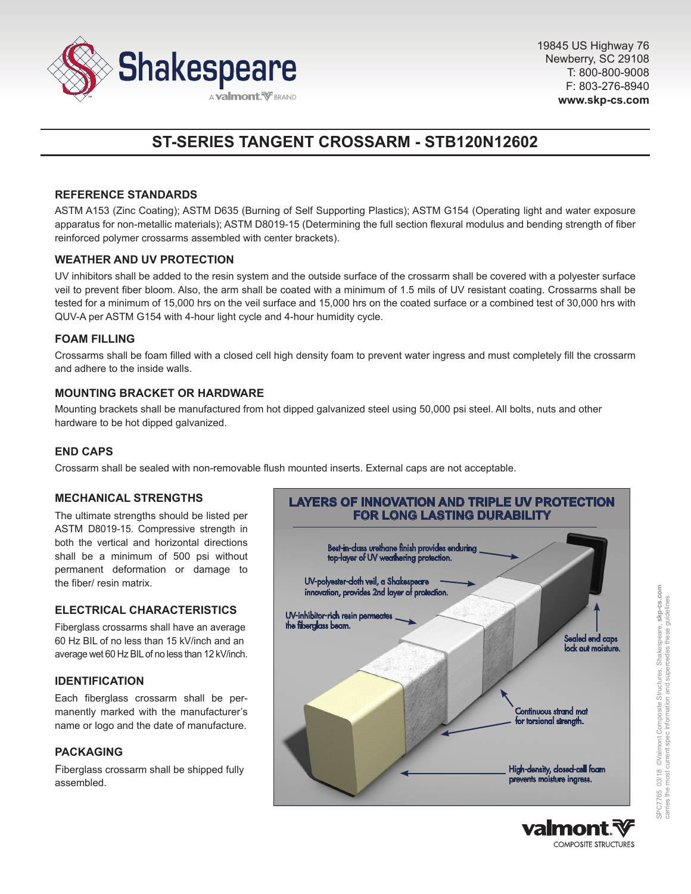# ST-SERIES TANGENT CROSSARM - STB120N12602

## REFERENCE STANDARDS

ASTM A153 (Zinc Coating); ASTM D635 (Burning of Self Supporting Plastics); ASTM G154 (Operating light and water exposure apparatus for non-metallic materials); ASTM D8019-15 (Determining the full section flexural modulus and bending strength of fiber reinforced polymer crossarms assembled with center brackets).

## WEATHER AND UV PROTECTION

UV inhibitors shall be added to the resin system and the outside surface of the crossarm shall be covered with a polyester surface veil to prevent fiber bloom. Also, the arm shall be coated with a minimum of 1.5 mils of UV resistant coating. Crossarms shall be tested for a minimum of 15,000 hrs on the veil surface and 15,000 hrs on the coated surface or a combined test of 30,000 hrs with QUV-A per ASTM G154 with 4-hour light cycle and 4-hour humidity cycle.

## FOAM FILLING

Crossarms shall be foam filled with a closed cell high density foam to prevent water ingress and must completely fill the crossarm and adhere to the inside walls.

## MOUNTING BRACKET OR HARDWARE

Mounting brackets shall be manufactured from hot dipped galvanized steel using 50,000 psi steel. All bolts, nuts and other hardware to be hot dipped galvanized.

## END CAPS

Crossarm shall be sealed with non-removable flush mounted inserts. External caps are not acceptable.

## MECHANICAL STRENGTHS

The ultimate strengths should be listed per ASTM D8019-15. Compressive strength in both the vertical and horizontal directions shall be a minimum of 500 psi without permanent deformation or damage to the fiber/ resin matrix.

## ELECTRICAL CHARACTERISTICS

Fiberglass crossarms shall have an average 60 Hz BIL of no less than 15 kV/inch and an average wet 60 Hz BIL of no less than 12 kV/inch.

## IDENTIFICATION

Each fiberglass crossarm shall be permanently marked with the manufacturer's name or logo and the date of manufacture.

## PACKAGING

Fiberglass crossarm shall be shipped fully assembled.

LAYERS OF INNOVATION AND TRIPLE UV PROTECTION FOR LONG LASTING DURABILITY

Best-in-class urethane finish provides enduring top-layer of UV weathering protection.

UV-polyester-cloth veil, a Shakespeare innovation, provides 2nd layer of protection.

UV-inhibitor-rich resin permeates the fiberglass beam.

Sealed end caps lock out moisture.

Continuous strand mat for torsional strength.

High-density, closed-cell foam prevents moisture ingress.

SPC7765 03/18 ©Valmont Composite Structures, Shakespeare, skp-cs.com carries the most current spec information and supercedes these guidelines.